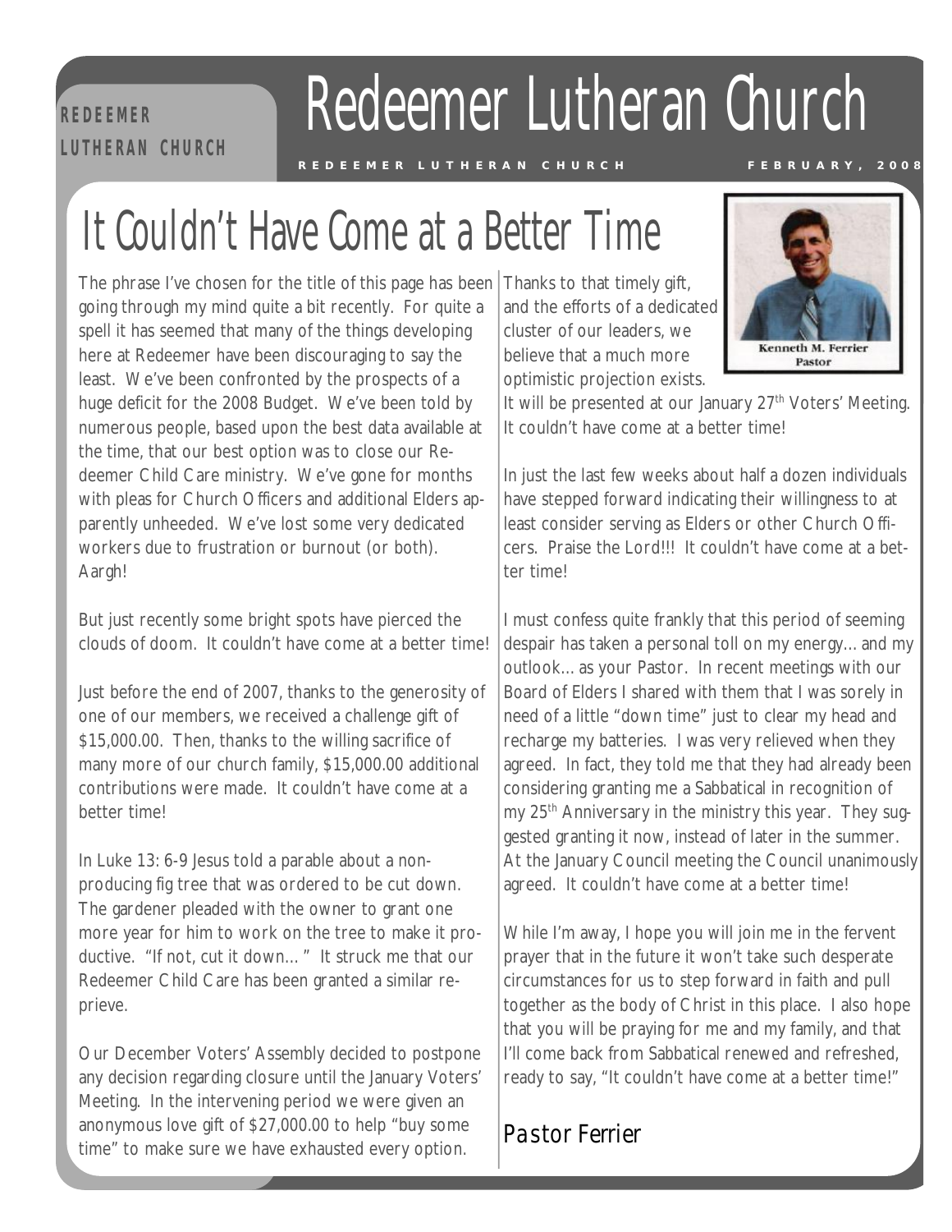# Redeemer Lutheran Church

REDEEMER LUTHERAN CHURCH — FEBRUARY, 2008

## It Couldn't Have Come at a Better Time

The phrase I've chosen for the title of this page has been going through my mind quite a bit recently. For quite a spell it has seemed that many of the things developing here at Redeemer have been discouraging to say the least. We've been confronted by the prospects of a huge deficit for the 2008 Budget. We've been told by numerous people, based upon the best data available at the time, that our best option was to close our Redeemer Child Care ministry. We've gone for months with pleas for Church Officers and additional Elders apparently unheeded. We've lost some very dedicated workers due to frustration or burnout (or both). Aargh!

But just recently some bright spots have pierced the clouds of doom. It couldn't have come at a better time!

Just before the end of 2007, thanks to the generosity of one of our members, we received a challenge gift of $15,000.00. Then, thanks to the willing sacrifice of many more of our church family, $15,000.00 additional contributions were made. It couldn't have come at a better time!

In Luke 13: 6-9 Jesus told a parable about a non-producing fig tree that was ordered to be cut down. The gardener pleaded with the owner to grant one more year for him to work on the tree to make it productive. "If not, cut it down…" It struck me that our Redeemer Child Care has been granted a similar reprieve.

Our December Voters' Assembly decided to postpone any decision regarding closure until the January Voters' Meeting. In the intervening period we were given an anonymous love gift of $27,000.00 to help "buy some time" to make sure we have exhausted every option.

Thanks to that timely gift, and the efforts of a dedicated cluster of our leaders, we believe that a much more optimistic projection exists. It will be presented at our January 27th Voters' Meeting. It couldn't have come at a better time!

Kenneth M. Ferrier
Pastor

In just the last few weeks about half a dozen individuals have stepped forward indicating their willingness to at least consider serving as Elders or other Church Officers. Praise the Lord!!! It couldn't have come at a better time!

I must confess quite frankly that this period of seeming despair has taken a personal toll on my energy… and my outlook… as your Pastor. In recent meetings with our Board of Elders I shared with them that I was sorely in need of a little "down time" just to clear my head and recharge my batteries. I was very relieved when they agreed. In fact, they told me that they had already been considering granting me a Sabbatical in recognition of my 25th Anniversary in the ministry this year. They suggested granting it now, instead of later in the summer. At the January Council meeting the Council unanimously agreed. It couldn't have come at a better time!

While I'm away, I hope you will join me in the fervent prayer that in the future it won't take such desperate circumstances for us to step forward in faith and pull together as the body of Christ in this place. I also hope that you will be praying for me and my family, and that I'll come back from Sabbatical renewed and refreshed, ready to say, "It couldn't have come at a better time!"

*Pastor Ferrier*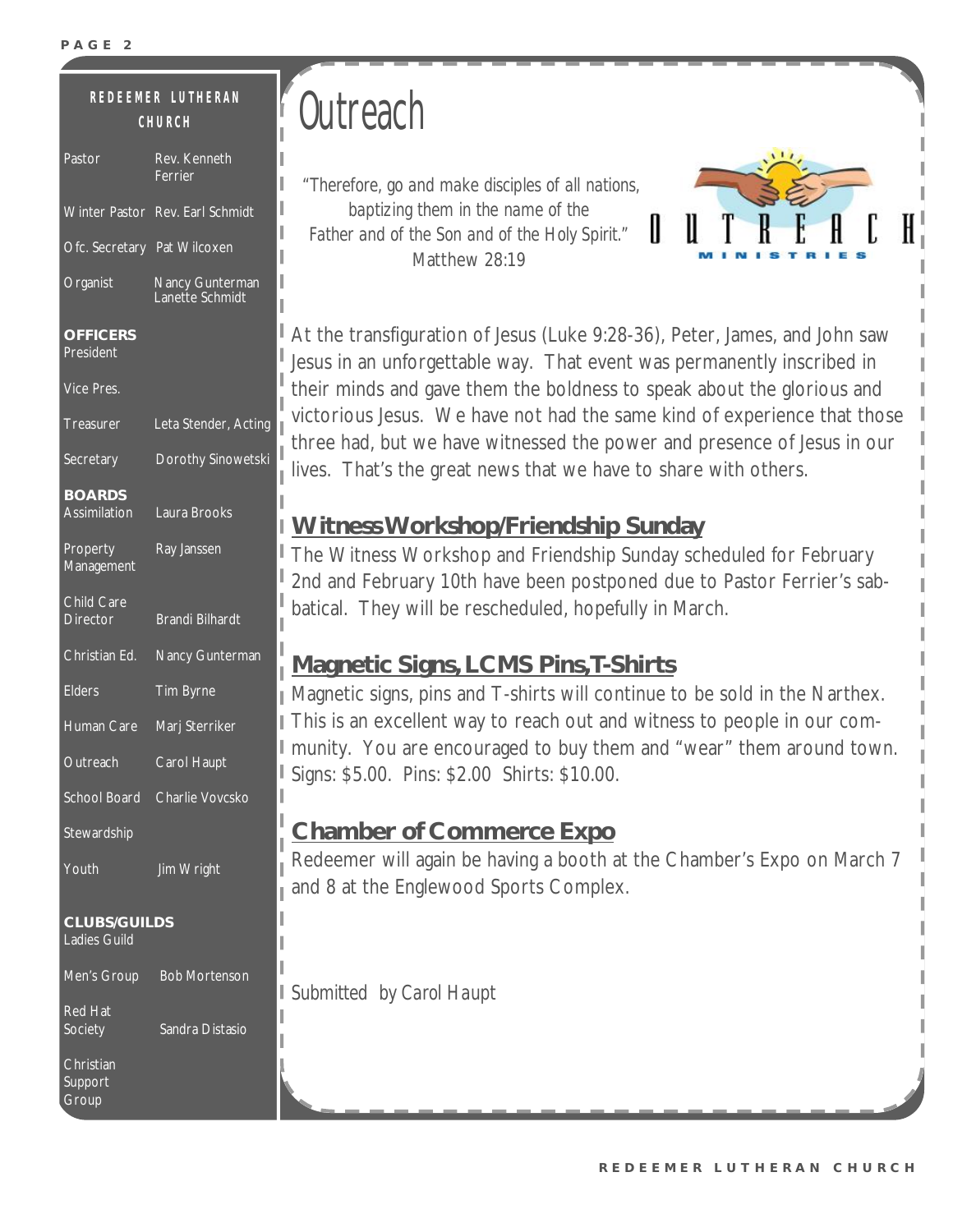## REDEEMER LUTHERAN CHURCH

| | |
|---|---|
| Pastor | Rev. Kenneth Ferrier |
| Winter Pastor | Rev. Earl Schmidt |
| Ofc. Secretary | Pat Wilcoxen |
| Organist | Nancy Gunterman<br>Lanette Schmidt |

**OFFICERS**

| | |
|---|---|
| President | |
| Vice Pres. | |
| Treasurer | Leta Stender, Acting |
| Secretary | Dorothy Sinowetski |

**BOARDS**

| | |
|---|---|
| Assimilation | Laura Brooks |
| Property Management | Ray Janssen |
| Child Care Director | Brandi Bilhardt |
| Christian Ed. | Nancy Gunterman |
| Elders | Tim Byrne |
| Human Care | Marj Sterriker |
| Outreach | Carol Haupt |
| School Board | Charlie Vovcsko |
| Stewardship | |
| Youth | Jim Wright |

**CLUBS/GUILDS**

| | |
|---|---|
| Ladies Guild | |
| Men's Group | Bob Mortenson |
| Red Hat Society | Sandra Distasio |
| Christian Support Group | |

# Outreach

*"Therefore, go and make disciples of all nations, baptizing them in the name of the Father and of the Son and of the Holy Spirit."*
Matthew 28:19

OUTREACH MINISTRIES

At the transfiguration of Jesus (Luke 9:28-36), Peter, James, and John saw Jesus in an unforgettable way. That event was permanently inscribed in their minds and gave them the boldness to speak about the glorious and victorious Jesus. We have not had the same kind of experience that those three had, but we have witnessed the power and presence of Jesus in our lives. That's the great news that we have to share with others.

## Witness Workshop/Friendship Sunday

The Witness Workshop and Friendship Sunday scheduled for February 2nd and February 10th have been postponed due to Pastor Ferrier's sabbatical. They will be rescheduled, hopefully in March.

## Magnetic Signs, LCMS Pins, T-Shirts

Magnetic signs, pins and T-shirts will continue to be sold in the Narthex. This is an excellent way to reach out and witness to people in our community. You are encouraged to buy them and "wear" them around town. Signs: $5.00. Pins: $2.00 Shirts: $10.00.

## Chamber of Commerce Expo

Redeemer will again be having a booth at the Chamber's Expo on March 7 and 8 at the Englewood Sports Complex.

*Submitted by Carol Haupt*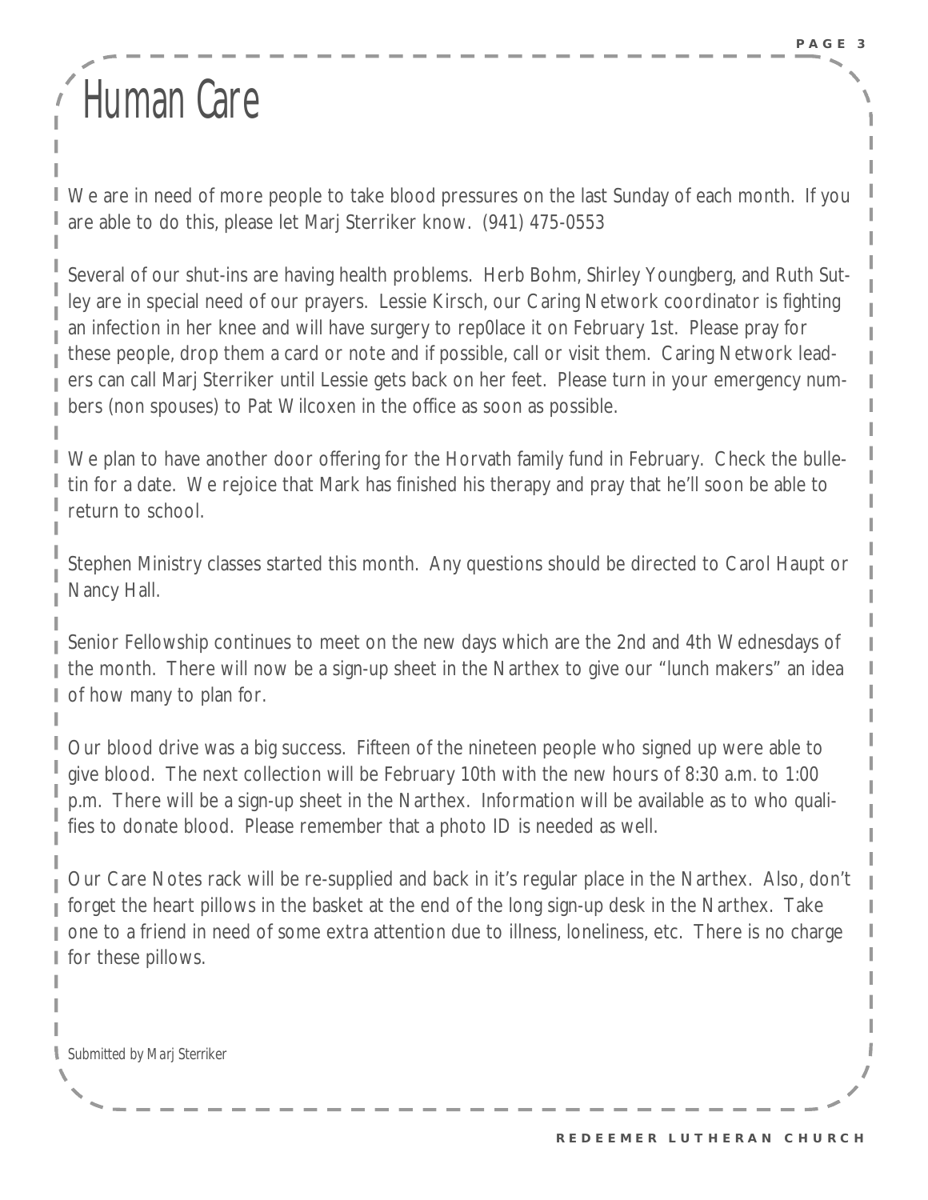# Human Care

We are in need of more people to take blood pressures on the last Sunday of each month. If you are able to do this, please let Marj Sterriker know. (941) 475-0553

Several of our shut-ins are having health problems. Herb Bohm, Shirley Youngberg, and Ruth Sutley are in special need of our prayers. Lessie Kirsch, our Caring Network coordinator is fighting an infection in her knee and will have surgery to rep0lace it on February 1st. Please pray for these people, drop them a card or note and if possible, call or visit them. Caring Network leaders can call Marj Sterriker until Lessie gets back on her feet. Please turn in your emergency numbers (non spouses) to Pat Wilcoxen in the office as soon as possible.

We plan to have another door offering for the Horvath family fund in February. Check the bulletin for a date. We rejoice that Mark has finished his therapy and pray that he'll soon be able to return to school.

Stephen Ministry classes started this month. Any questions should be directed to Carol Haupt or Nancy Hall.

Senior Fellowship continues to meet on the new days which are the 2nd and 4th Wednesdays of the month. There will now be a sign-up sheet in the Narthex to give our "lunch makers" an idea of how many to plan for.

Our blood drive was a big success. Fifteen of the nineteen people who signed up were able to give blood. The next collection will be February 10th with the new hours of 8:30 a.m. to 1:00 p.m. There will be a sign-up sheet in the Narthex. Information will be available as to who qualifies to donate blood. Please remember that a photo ID is needed as well.

Our Care Notes rack will be re-supplied and back in it's regular place in the Narthex. Also, don't forget the heart pillows in the basket at the end of the long sign-up desk in the Narthex. Take one to a friend in need of some extra attention due to illness, loneliness, etc. There is no charge for these pillows.

*Submitted by Marj Sterriker*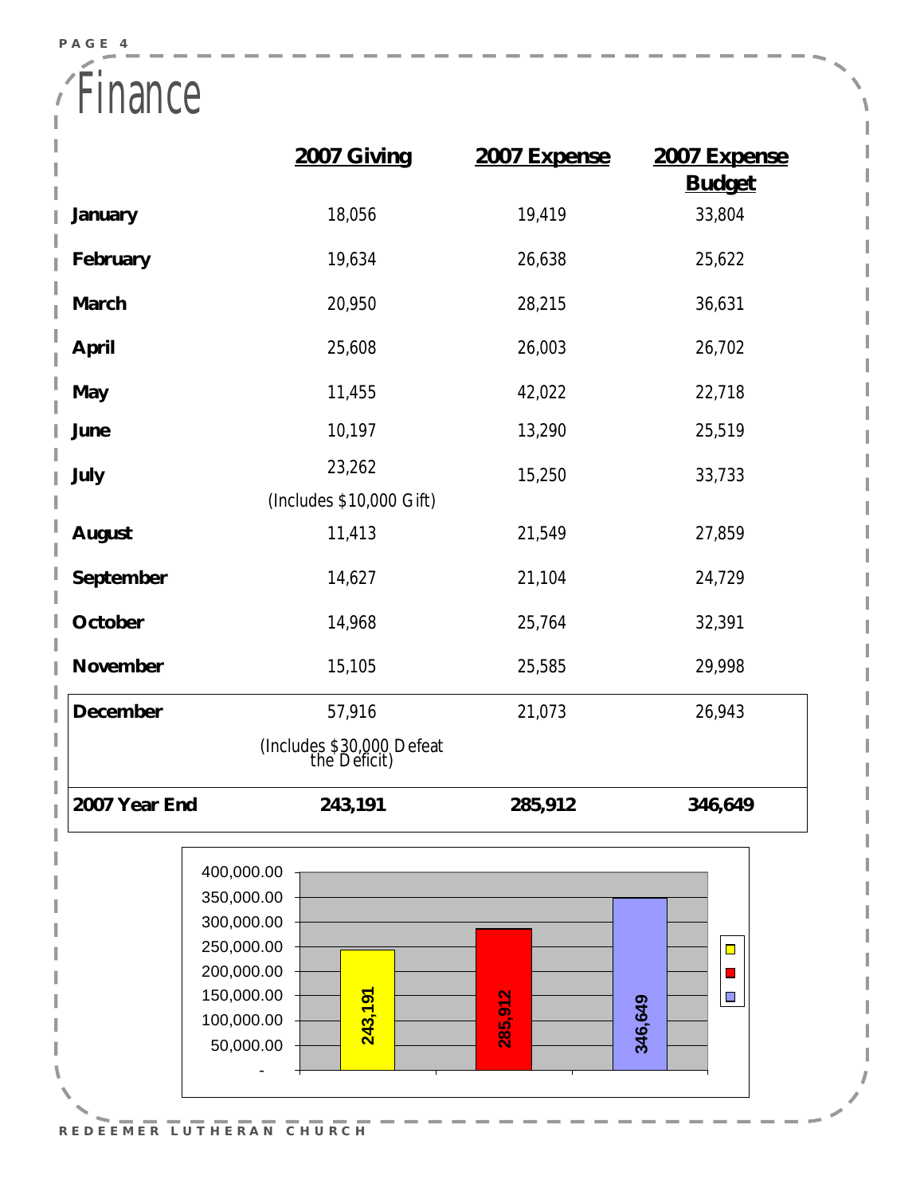# Finance

| | 2007 Giving | 2007 Expense | 2007 Expense Budget |
|---|---|---|---|
| **January** | 18,056 | 19,419 | 33,804 |
| **February** | 19,634 | 26,638 | 25,622 |
| **March** | 20,950 | 28,215 | 36,631 |
| **April** | 25,608 | 26,003 | 26,702 |
| **May** | 11,455 | 42,022 | 22,718 |
| **June** | 10,197 | 13,290 | 25,519 |
| **July** | 23,262 (Includes $10,000 Gift) | 15,250 | 33,733 |
| **August** | 11,413 | 21,549 | 27,859 |
| **September** | 14,627 | 21,104 | 24,729 |
| **October** | 14,968 | 25,764 | 32,391 |
| **November** | 15,105 | 25,585 | 29,998 |
| **December** | 57,916 (Includes $30,000 Defeat the Deficit) | 21,073 | 26,943 |
| **2007 Year End** | **243,191** | **285,912** | **346,649** |

| 2007 Giving | 2007 Expense | 2007 Expense Budget |
|---|---|---|
| 243,191 | 285,912 | 346,649 |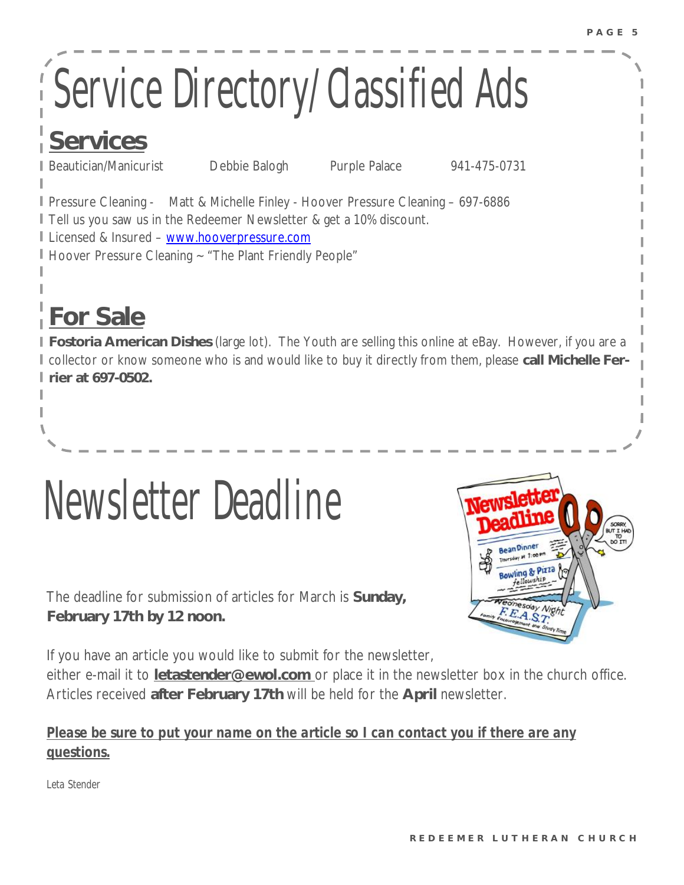# Service Directory/Classified Ads

## Services

Beautician/Manicurist    Debbie Balogh    Purple Palace    941-475-0731

Pressure Cleaning - Matt & Michelle Finley - Hoover Pressure Cleaning – 697-6886
Tell us you saw us in the Redeemer Newsletter & get a 10% discount.
Licensed & Insured – www.hooverpressure.com
Hoover Pressure Cleaning ~ "The Plant Friendly People"

## For Sale

**Fostoria American Dishes** (large lot). The Youth are selling this online at eBay. However, if you are a collector or know someone who is and would like to buy it directly from them, please **call Michelle Ferrier at 697-0502.**

# Newsletter Deadline

The deadline for submission of articles for March is **Sunday, February 17th by 12 noon.**

If you have an article you would like to submit for the newsletter, either e-mail it to **letastender@ewol.com** or place it in the newsletter box in the church office. Articles received **after February 17th** will be held for the **April** newsletter.

***Please be sure to put your name on the article so I can contact you if there are any questions.***

Leta Stender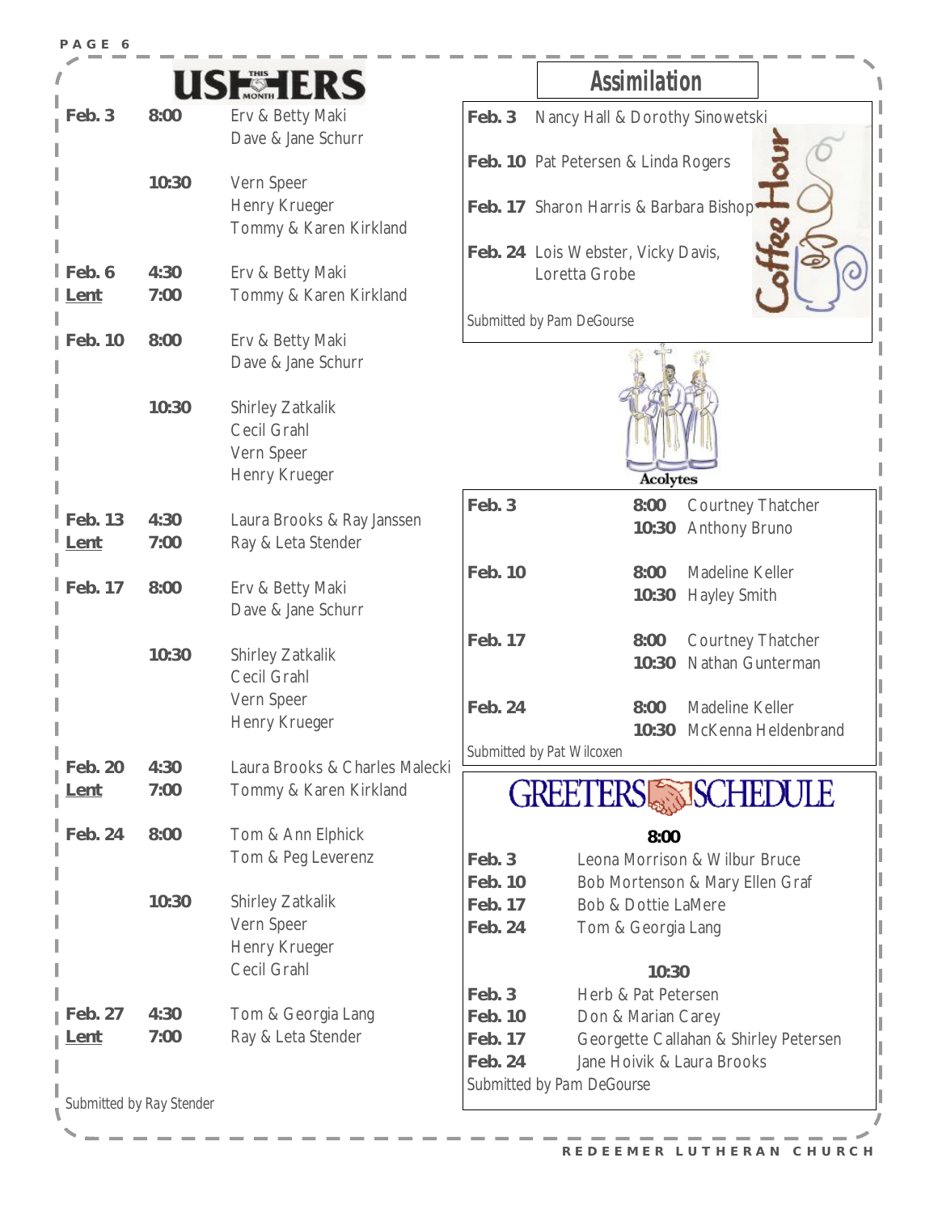## USHERS THIS MONTH

| Date | Time | Ushers |
|---|---|---|
| Feb. 3 | 8:00 | Erv & Betty Maki<br>Dave & Jane Schurr |
| | 10:30 | Vern Speer<br>Henry Krueger<br>Tommy & Karen Kirkland |
| Feb. 6 | 4:30 | Erv & Betty Maki |
| Lent | 7:00 | Tommy & Karen Kirkland |
| Feb. 10 | 8:00 | Erv & Betty Maki<br>Dave & Jane Schurr |
| | 10:30 | Shirley Zatkalik<br>Cecil Grahl<br>Vern Speer<br>Henry Krueger |
| Feb. 13 | 4:30 | Laura Brooks & Ray Janssen |
| Lent | 7:00 | Ray & Leta Stender |
| Feb. 17 | 8:00 | Erv & Betty Maki<br>Dave & Jane Schurr |
| | 10:30 | Shirley Zatkalik<br>Cecil Grahl<br>Vern Speer<br>Henry Krueger |
| Feb. 20 | 4:30 | Laura Brooks & Charles Malecki |
| Lent | 7:00 | Tommy & Karen Kirkland |
| Feb. 24 | 8:00 | Tom & Ann Elphick<br>Tom & Peg Leverenz |
| | 10:30 | Shirley Zatkalik<br>Vern Speer<br>Henry Krueger<br>Cecil Grahl |
| Feb. 27 | 4:30 | Tom & Georgia Lang |
| Lent | 7:00 | Ray & Leta Stender |

*Submitted by Ray Stender*

## Assimilation

Coffee Hour

| Date | Hosts |
|---|---|
| Feb. 3 | Nancy Hall & Dorothy Sinowetski |
| Feb. 10 | Pat Petersen & Linda Rogers |
| Feb. 17 | Sharon Harris & Barbara Bishop |
| Feb. 24 | Lois Webster, Vicky Davis, Loretta Grobe |

*Submitted by Pam DeGourse*

## Acolytes

| Date | Time | Acolyte |
|---|---|---|
| Feb. 3 | 8:00 | Courtney Thatcher |
| | 10:30 | Anthony Bruno |
| Feb. 10 | 8:00 | Madeline Keller |
| | 10:30 | Hayley Smith |
| Feb. 17 | 8:00 | Courtney Thatcher |
| | 10:30 | Nathan Gunterman |
| Feb. 24 | 8:00 | Madeline Keller |
| | 10:30 | McKenna Heldenbrand |

*Submitted by Pat Wilcoxen*

## GREETERS SCHEDULE

**8:00**

| Date | Greeters |
|---|---|
| Feb. 3 | Leona Morrison & Wilbur Bruce |
| Feb. 10 | Bob Mortenson & Mary Ellen Graf |
| Feb. 17 | Bob & Dottie LaMere |
| Feb. 24 | Tom & Georgia Lang |

**10:30**

| Date | Greeters |
|---|---|
| Feb. 3 | Herb & Pat Petersen |
| Feb. 10 | Don & Marian Carey |
| Feb. 17 | Georgette Callahan & Shirley Petersen |
| Feb. 24 | Jane Hoivik & Laura Brooks |

*Submitted by Pam DeGourse*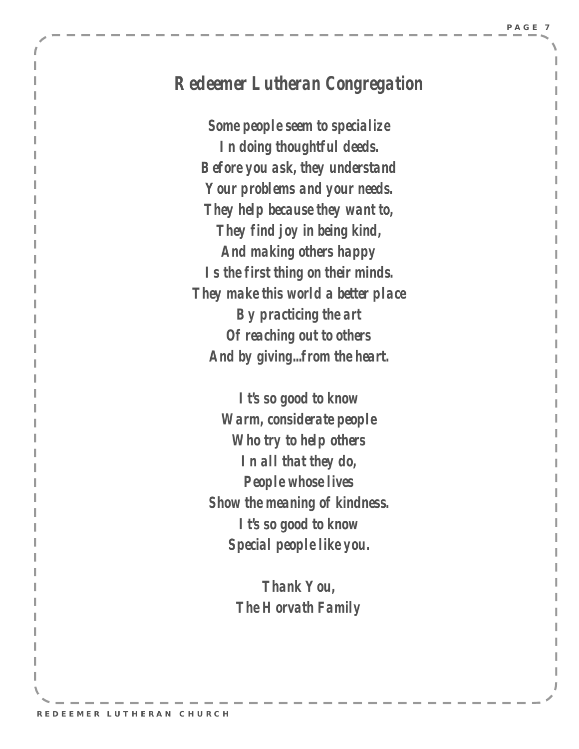## Redeemer Lutheran Congregation

*Some people seem to specialize*
*In doing thoughtful deeds.*
*Before you ask, they understand*
*Your problems and your needs.*
*They help because they want to,*
*They find joy in being kind,*
*And making others happy*
*Is the first thing on their minds.*
*They make this world a better place*
*By practicing the art*
*Of reaching out to others*
*And by giving...from the heart.*

*It's so good to know*
*Warm, considerate people*
*Who try to help others*
*In all that they do,*
*People whose lives*
*Show the meaning of kindness.*
*It's so good to know*
*Special people like you.*

*Thank You,*
*The Horvath Family*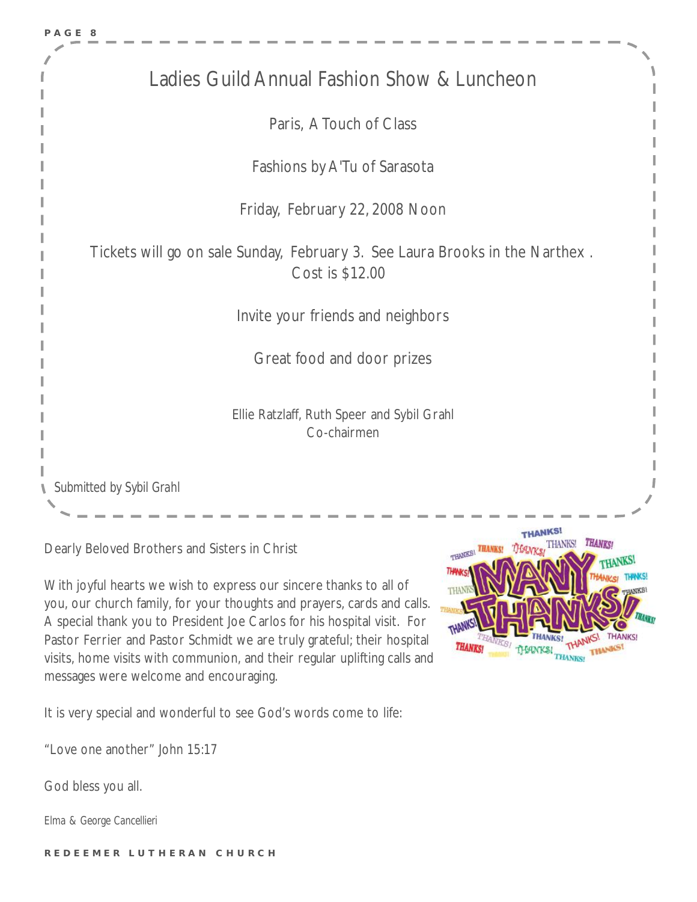## Ladies Guild Annual Fashion Show & Luncheon

Paris, A Touch of Class

Fashions by A'Tu of Sarasota

Friday, February 22, 2008 Noon

Tickets will go on sale Sunday, February 3. See Laura Brooks in the Narthex.
Cost is $12.00

Invite your friends and neighbors

Great food and door prizes

Ellie Ratzlaff, Ruth Speer and Sybil Grahl
Co-chairmen

*Submitted by Sybil Grahl*

Dearly Beloved Brothers and Sisters in Christ

With joyful hearts we wish to express our sincere thanks to all of you, our church family, for your thoughts and prayers, cards and calls. A special thank you to President Joe Carlos for his hospital visit. For Pastor Ferrier and Pastor Schmidt we are truly grateful; their hospital visits, home visits with communion, and their regular uplifting calls and messages were welcome and encouraging.

It is very special and wonderful to see God's words come to life:

"Love one another" John 15:17

God bless you all.

Elma & George Cancellieri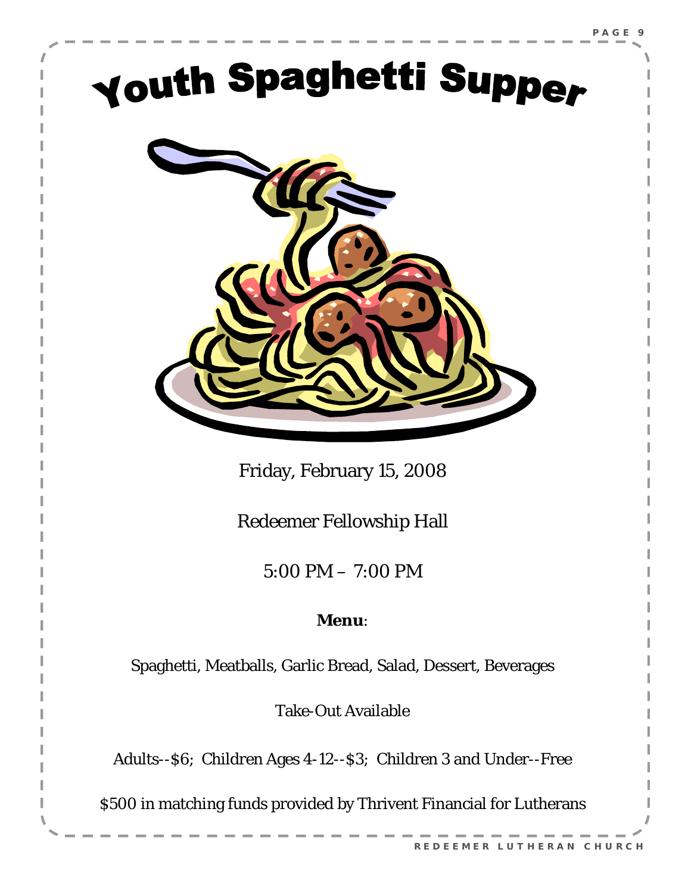# Youth Spaghetti Supper

Friday, February 15, 2008

Redeemer Fellowship Hall

5:00 PM – 7:00 PM

**Menu**:

Spaghetti, Meatballs, Garlic Bread, Salad, Dessert, Beverages

Take-Out Available

Adults--$6; Children Ages 4-12--$3; Children 3 and Under--Free

$500 in matching funds provided by Thrivent Financial for Lutherans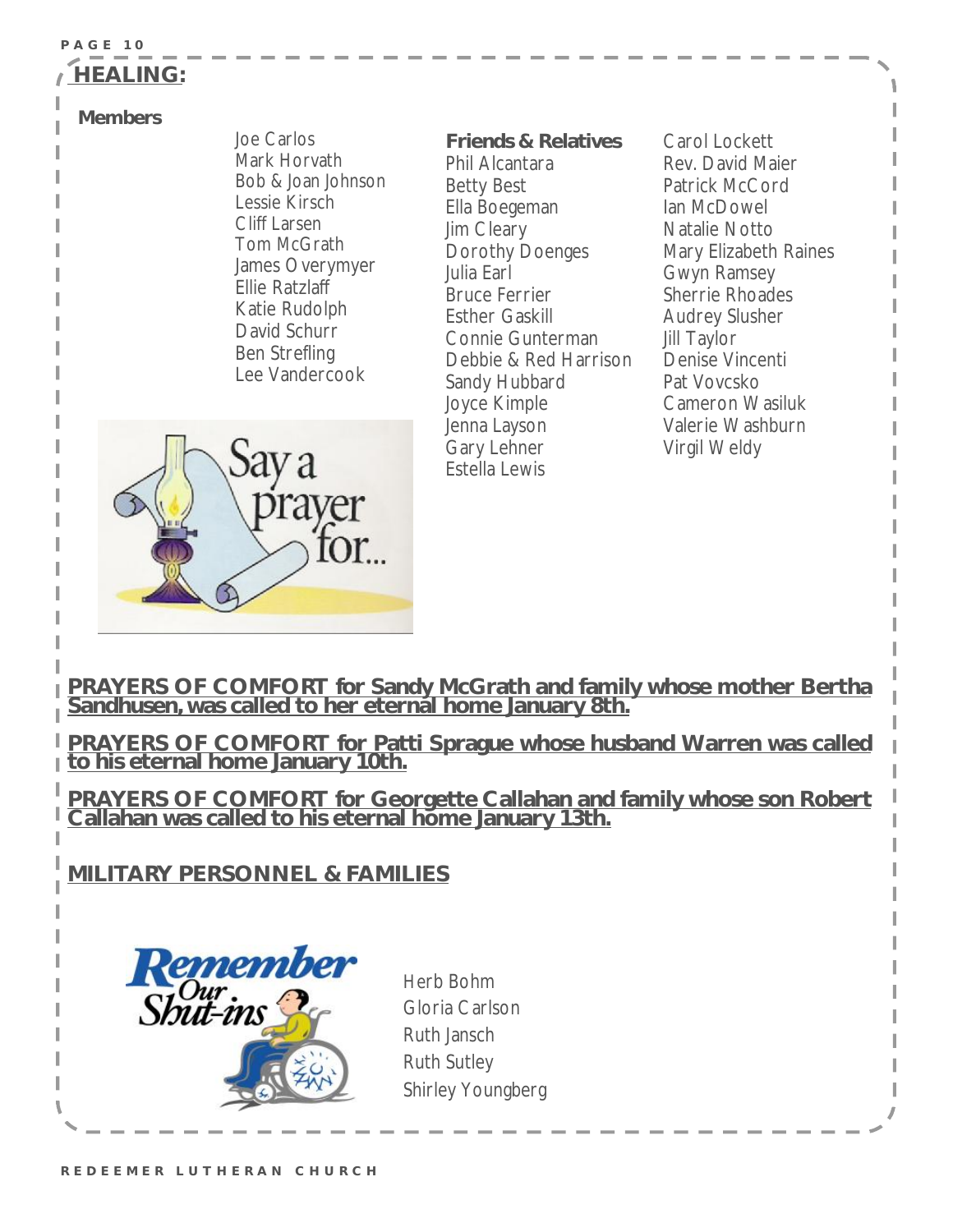## HEALING:

**Members**

Joe Carlos
Mark Horvath
Bob & Joan Johnson
Lessie Kirsch
Cliff Larsen
Tom McGrath
James Overymyer
Ellie Ratzlaff
Katie Rudolph
David Schurr
Ben Strefling
Lee Vandercook

**Friends & Relatives**

Phil Alcantara
Betty Best
Ella Boegeman
Jim Cleary
Dorothy Doenges
Julia Earl
Bruce Ferrier
Esther Gaskill
Connie Gunterman
Debbie & Red Harrison
Sandy Hubbard
Joyce Kimple
Jenna Layson
Gary Lehner
Estella Lewis
Carol Lockett
Rev. David Maier
Patrick McCord
Ian McDowel
Natalie Notto
Mary Elizabeth Raines
Gwyn Ramsey
Sherrie Rhoades
Audrey Slusher
Jill Taylor
Denise Vincenti
Pat Vovcsko
Cameron Wasiluk
Valerie Washburn
Virgil Weldy

Say a prayer for...

**PRAYERS OF COMFORT for Sandy McGrath and family whose mother Bertha Sandhusen, was called to her eternal home January 8th.**

**PRAYERS OF COMFORT for Patti Sprague whose husband Warren was called to his eternal home January 10th.**

**PRAYERS OF COMFORT for Georgette Callahan and family whose son Robert Callahan was called to his eternal home January 13th.**

## MILITARY PERSONNEL & FAMILIES

Remember Our Shut-ins

Herb Bohm
Gloria Carlson
Ruth Jansch
Ruth Sutley
Shirley Youngberg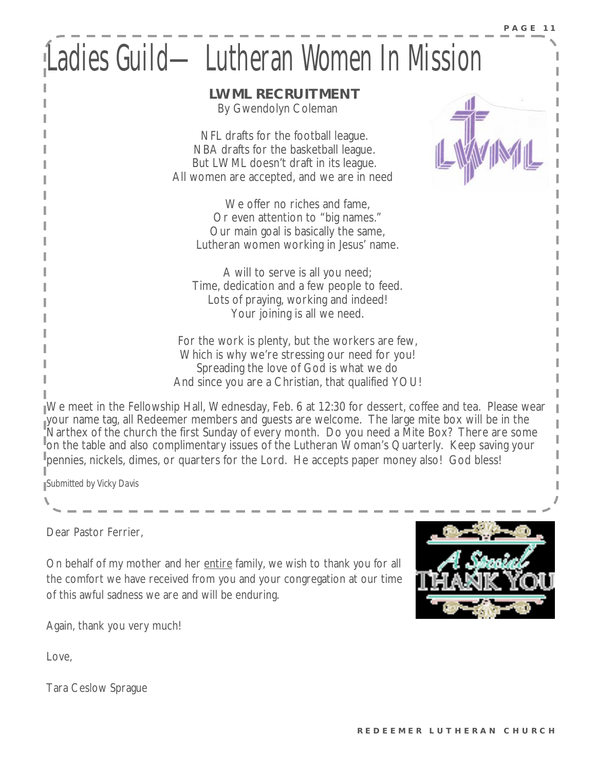# Ladies Guild— Lutheran Women In Mission

## LWML RECRUITMENT

By Gwendolyn Coleman

NFL drafts for the football league.
NBA drafts for the basketball league.
But LWML doesn't draft in its league.
All women are accepted, and we are in need

We offer no riches and fame,
Or even attention to "big names."
Our main goal is basically the same,
Lutheran women working in Jesus' name.

A will to serve is all you need;
Time, dedication and a few people to feed.
Lots of praying, working and indeed!
Your joining is all we need.

For the work is plenty, but the workers are few,
Which is why we're stressing our need for you!
Spreading the love of God is what we do
And since you are a Christian, that qualified YOU!

We meet in the Fellowship Hall, Wednesday, Feb. 6 at 12:30 for dessert, coffee and tea. Please wear your name tag, all Redeemer members and guests are welcome. The large mite box will be in the Narthex of the church the first Sunday of every month. Do you need a Mite Box? There are some on the table and also complimentary issues of the Lutheran Woman's Quarterly. Keep saving your pennies, nickels, dimes, or quarters for the Lord. He accepts paper money also! God bless!

*Submitted by Vicky Davis*

---

Dear Pastor Ferrier,

On behalf of my mother and her entire family, we wish to thank you for all the comfort we have received from you and your congregation at our time of this awful sadness we are and will be enduring.

Again, thank you very much!

Love,

Tara Ceslow Sprague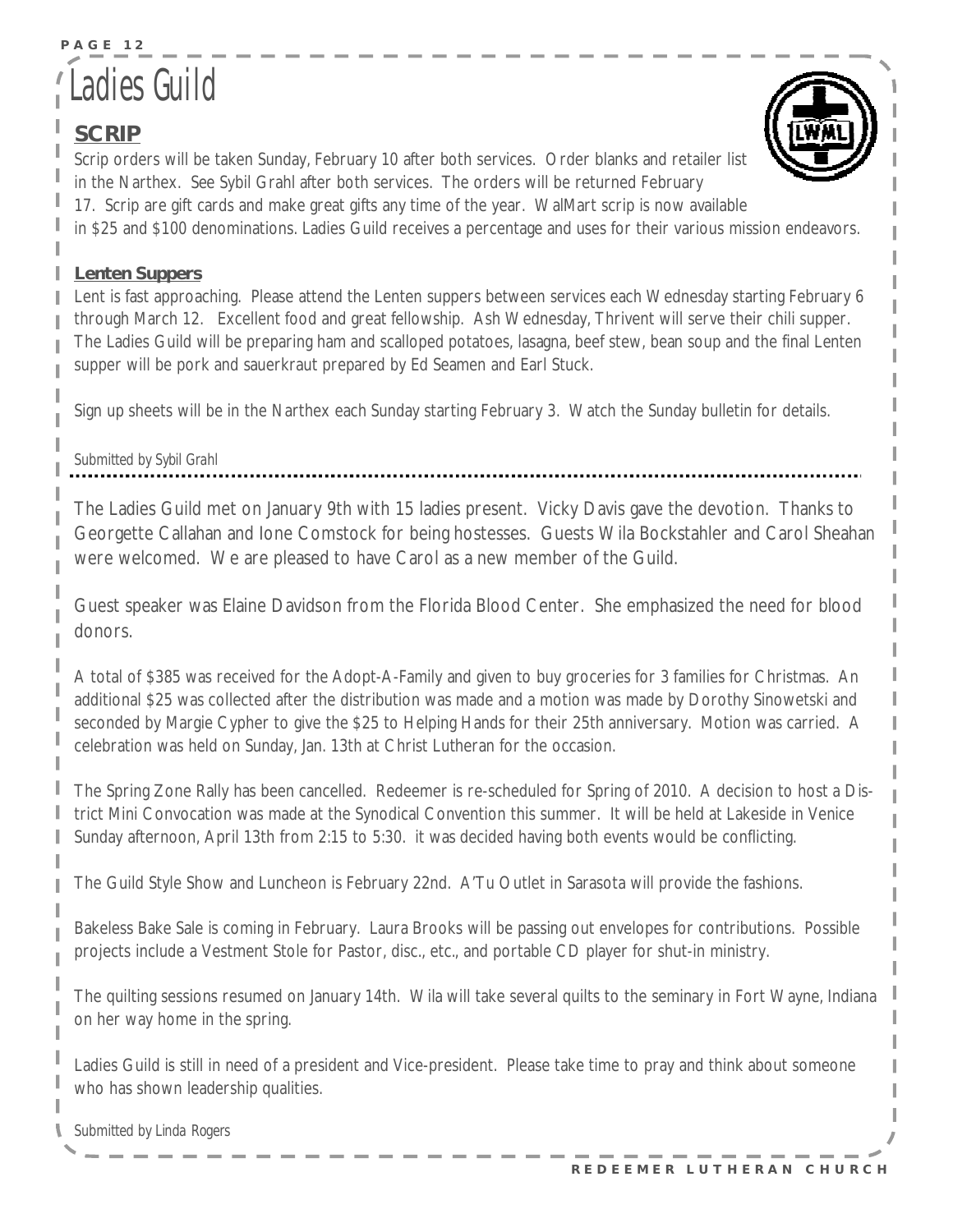# Ladies Guild

## SCRIP

Scrip orders will be taken Sunday, February 10 after both services. Order blanks and retailer list in the Narthex. See Sybil Grahl after both services. The orders will be returned February 17. Scrip are gift cards and make great gifts any time of the year. WalMart scrip is now available in $25 and $100 denominations. Ladies Guild receives a percentage and uses for their various mission endeavors.

### Lenten Suppers

Lent is fast approaching. Please attend the Lenten suppers between services each Wednesday starting February 6 through March 12. Excellent food and great fellowship. Ash Wednesday, Thrivent will serve their chili supper. The Ladies Guild will be preparing ham and scalloped potatoes, lasagna, beef stew, bean soup and the final Lenten supper will be pork and sauerkraut prepared by Ed Seamen and Earl Stuck.

Sign up sheets will be in the Narthex each Sunday starting February 3. Watch the Sunday bulletin for details.

*Submitted by Sybil Grahl*

---

The Ladies Guild met on January 9th with 15 ladies present. Vicky Davis gave the devotion. Thanks to Georgette Callahan and Ione Comstock for being hostesses. Guests Wila Bockstahler and Carol Sheahan were welcomed. We are pleased to have Carol as a new member of the Guild.

Guest speaker was Elaine Davidson from the Florida Blood Center. She emphasized the need for blood donors.

A total of $385 was received for the Adopt-A-Family and given to buy groceries for 3 families for Christmas. An additional $25 was collected after the distribution was made and a motion was made by Dorothy Sinowetski and seconded by Margie Cypher to give the $25 to Helping Hands for their 25th anniversary. Motion was carried. A celebration was held on Sunday, Jan. 13th at Christ Lutheran for the occasion.

The Spring Zone Rally has been cancelled. Redeemer is re-scheduled for Spring of 2010. A decision to host a District Mini Convocation was made at the Synodical Convention this summer. It will be held at Lakeside in Venice Sunday afternoon, April 13th from 2:15 to 5:30. it was decided having both events would be conflicting.

The Guild Style Show and Luncheon is February 22nd. A'Tu Outlet in Sarasota will provide the fashions.

Bakeless Bake Sale is coming in February. Laura Brooks will be passing out envelopes for contributions. Possible projects include a Vestment Stole for Pastor, disc., etc., and portable CD player for shut-in ministry.

The quilting sessions resumed on January 14th. Wila will take several quilts to the seminary in Fort Wayne, Indiana on her way home in the spring.

Ladies Guild is still in need of a president and Vice-president. Please take time to pray and think about someone who has shown leadership qualities.

*Submitted by Linda Rogers*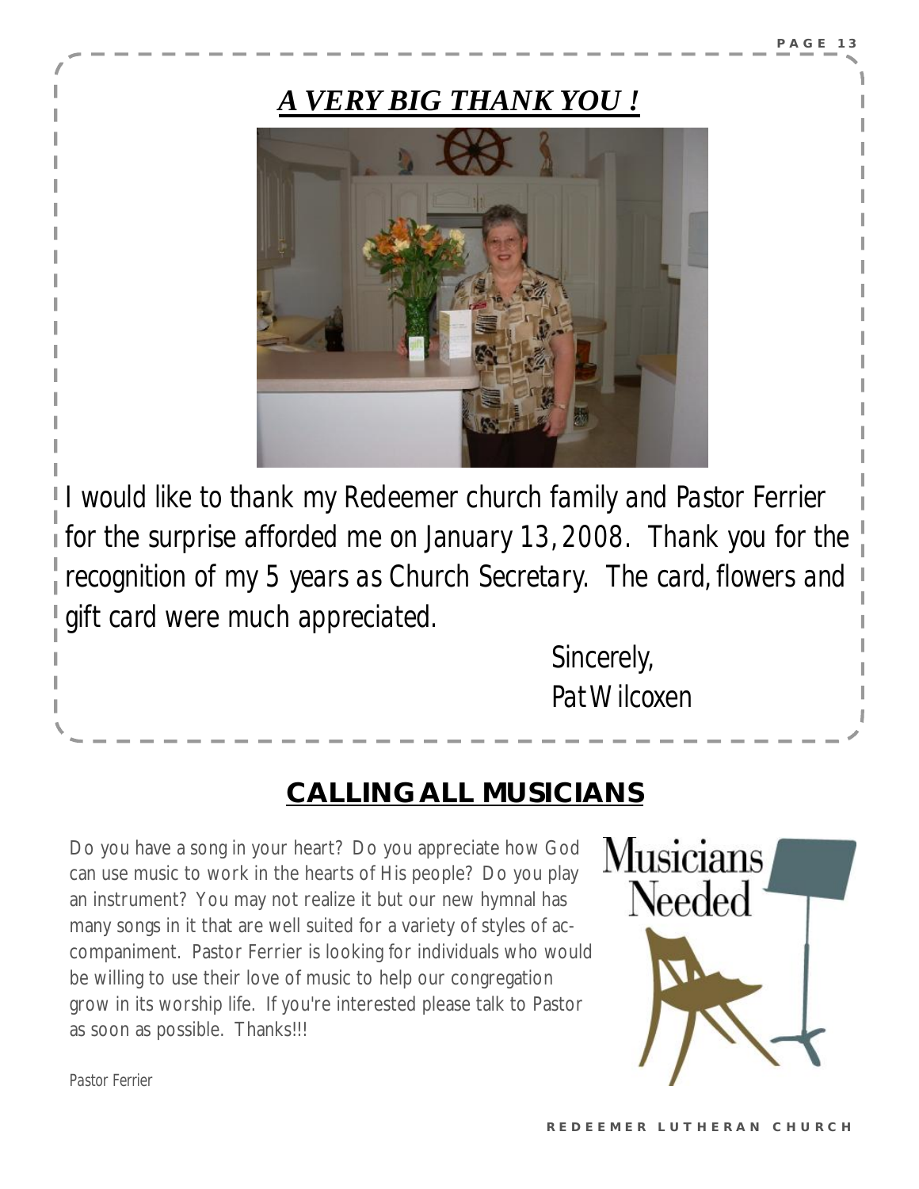## *A VERY BIG THANK YOU !*

*I would like to thank my Redeemer church family and Pastor Ferrier for the surprise afforded me on January 13, 2008. Thank you for the recognition of my 5 years as Church Secretary. The card, flowers and gift card were much appreciated.*

*Sincerely,*
*Pat Wilcoxen*

## CALLING ALL MUSICIANS

Do you have a song in your heart? Do you appreciate how God can use music to work in the hearts of His people? Do you play an instrument? You may not realize it but our new hymnal has many songs in it that are well suited for a variety of styles of accompaniment. Pastor Ferrier is looking for individuals who would be willing to use their love of music to help our congregation grow in its worship life. If you're interested please talk to Pastor as soon as possible. Thanks!!!

*Pastor Ferrier*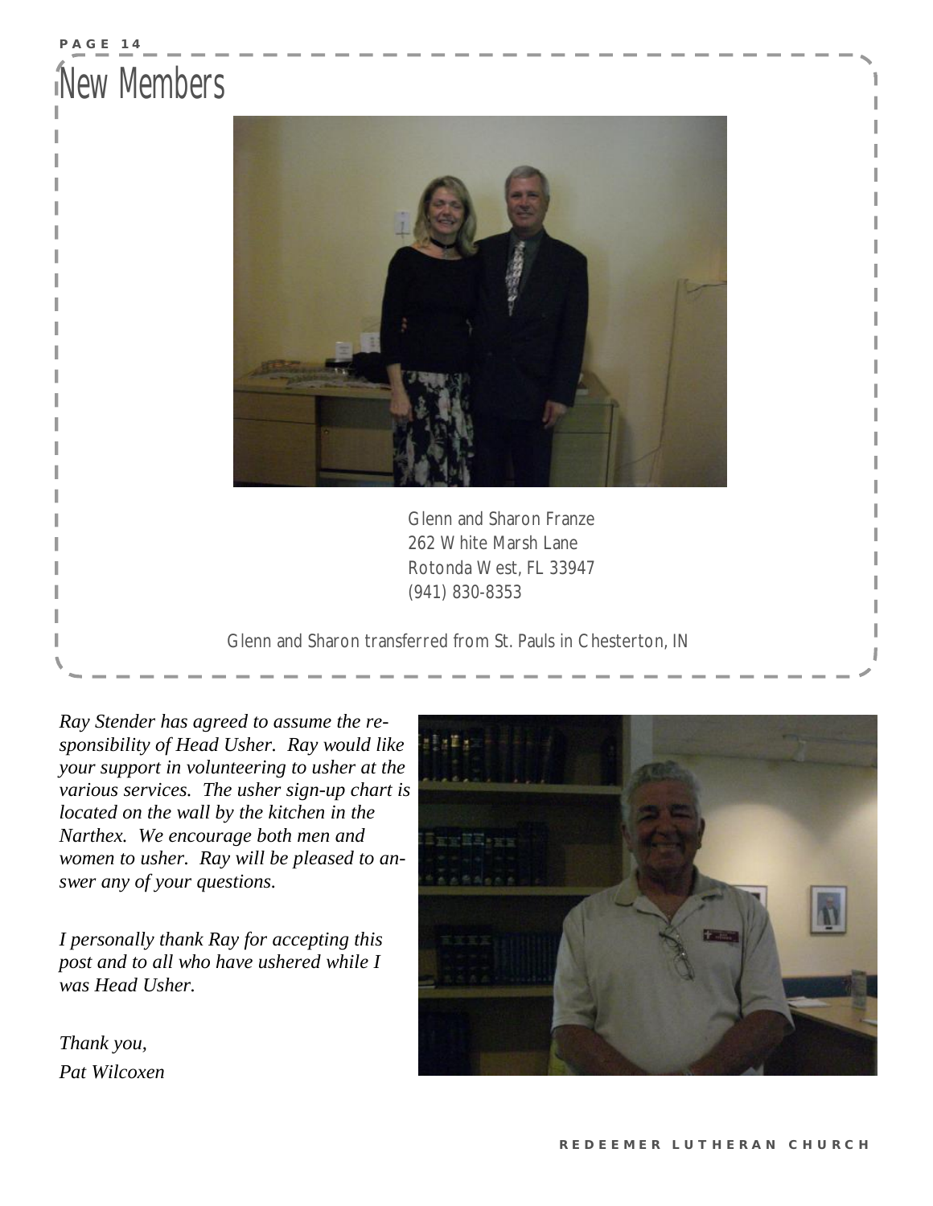# New Members

Glenn and Sharon Franze
262 White Marsh Lane
Rotonda West, FL 33947
(941) 830-8353

Glenn and Sharon transferred from St. Pauls in Chesterton, IN

*Ray Stender has agreed to assume the responsibility of Head Usher. Ray would like your support in volunteering to usher at the various services. The usher sign-up chart is located on the wall by the kitchen in the Narthex. We encourage both men and women to usher. Ray will be pleased to answer any of your questions.*

*I personally thank Ray for accepting this post and to all who have ushered while I was Head Usher.*

*Thank you,*
*Pat Wilcoxen*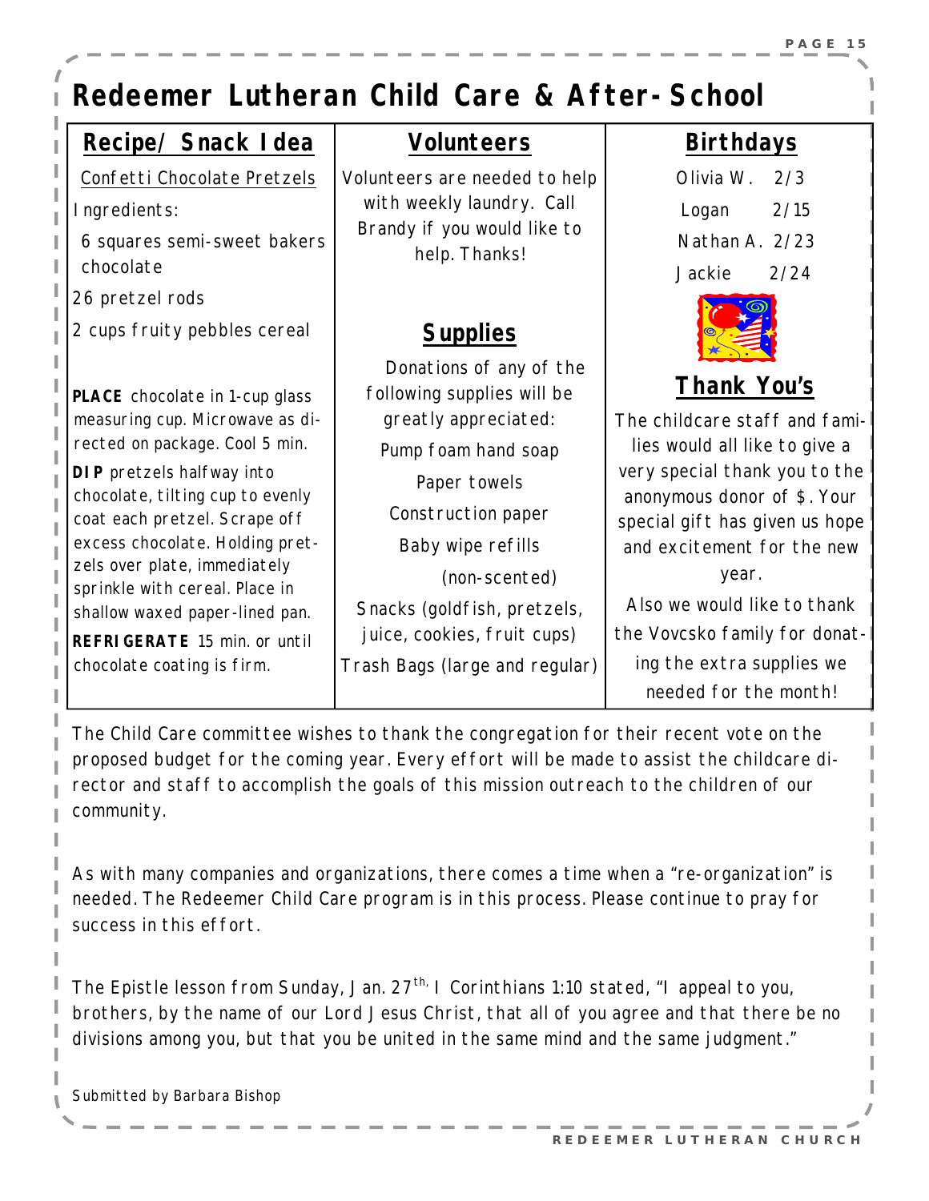# Redeemer Lutheran Child Care & After-School

## Recipe/ Snack Idea

Confetti Chocolate Pretzels

Ingredients:

6 squares semi-sweet bakers chocolate

26 pretzel rods

2 cups fruity pebbles cereal

**PLACE** chocolate in 1-cup glass measuring cup. Microwave as directed on package. Cool 5 min.

**DIP** pretzels halfway into chocolate, tilting cup to evenly coat each pretzel. Scrape off excess chocolate. Holding pretzels over plate, immediately sprinkle with cereal. Place in shallow waxed paper-lined pan.

**REFRIGERATE** 15 min. or until chocolate coating is firm.

## Volunteers

Volunteers are needed to help with weekly laundry. Call Brandy if you would like to help. Thanks!

## Supplies

Donations of any of the following supplies will be greatly appreciated:

Pump foam hand soap

Paper towels

Construction paper

Baby wipe refills (non-scented)

Snacks (goldfish, pretzels, juice, cookies, fruit cups)

Trash Bags (large and regular)

## Birthdays

Olivia W. 2/3

Logan 2/15

Nathan A. 2/23

Jackie 2/24

## Thank You's

The childcare staff and families would all like to give a very special thank you to the anonymous donor of $. Your special gift has given us hope and excitement for the new year.

Also we would like to thank the Vovcsko family for donating the extra supplies we needed for the month!

The Child Care committee wishes to thank the congregation for their recent vote on the proposed budget for the coming year. Every effort will be made to assist the childcare director and staff to accomplish the goals of this mission outreach to the children of our community.

As with many companies and organizations, there comes a time when a "re-organization" is needed. The Redeemer Child Care program is in this process. Please continue to pray for success in this effort.

The Epistle lesson from Sunday, Jan. 27th, I Corinthians 1:10 stated, "I appeal to you, brothers, by the name of our Lord Jesus Christ, that all of you agree and that there be no divisions among you, but that you be united in the same mind and the same judgment."

*Submitted by Barbara Bishop*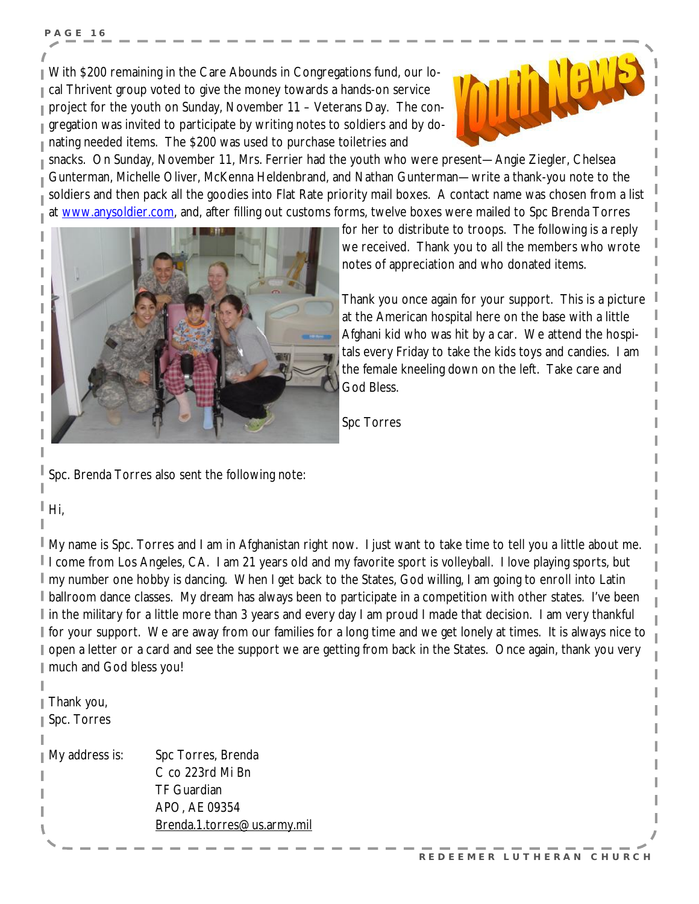# Youth News

With $200 remaining in the Care Abounds in Congregations fund, our local Thrivent group voted to give the money towards a hands-on service project for the youth on Sunday, November 11 – Veterans Day. The congregation was invited to participate by writing notes to soldiers and by donating needed items. The $200 was used to purchase toiletries and snacks. On Sunday, November 11, Mrs. Ferrier had the youth who were present—Angie Ziegler, Chelsea Gunterman, Michelle Oliver, McKenna Heldenbrand, and Nathan Gunterman—write a thank-you note to the soldiers and then pack all the goodies into Flat Rate priority mail boxes. A contact name was chosen from a list at www.anysoldier.com, and, after filling out customs forms, twelve boxes were mailed to Spc Brenda Torres for her to distribute to troops. The following is a reply we received. Thank you to all the members who wrote notes of appreciation and who donated items.

Thank you once again for your support. This is a picture at the American hospital here on the base with a little Afghani kid who was hit by a car. We attend the hospitals every Friday to take the kids toys and candies. I am the female kneeling down on the left. Take care and God Bless.

Spc Torres

Spc. Brenda Torres also sent the following note:

Hi,

My name is Spc. Torres and I am in Afghanistan right now. I just want to take time to tell you a little about me. I come from Los Angeles, CA. I am 21 years old and my favorite sport is volleyball. I love playing sports, but my number one hobby is dancing. When I get back to the States, God willing, I am going to enroll into Latin ballroom dance classes. My dream has always been to participate in a competition with other states. I've been in the military for a little more than 3 years and every day I am proud I made that decision. I am very thankful for your support. We are away from our families for a long time and we get lonely at times. It is always nice to open a letter or a card and see the support we are getting from back in the States. Once again, thank you very much and God bless you!

Thank you,
Spc. Torres

My address is:

Spc Torres, Brenda
C co 223rd Mi Bn
TF Guardian
APO, AE 09354
Brenda.1.torres@us.army.mil